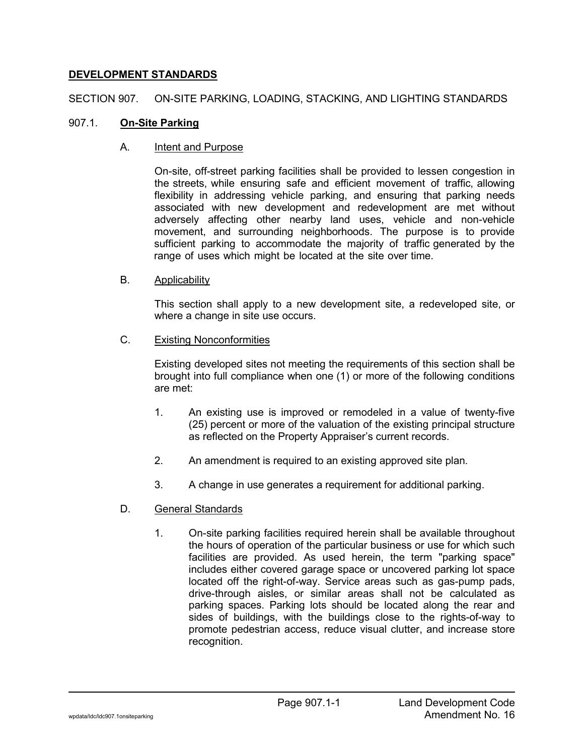# DEVELOPMENT STANDARDS

## SECTION 907. ON-SITE PARKING, LOADING, STACKING, AND LIGHTING STANDARDS

### 907.1. On-Site Parking

A. Intent and Purpose

On-site, off-street parking facilities shall be provided to lessen congestion in the streets, while ensuring safe and efficient movement of traffic, allowing flexibility in addressing vehicle parking, and ensuring that parking needs associated with new development and redevelopment are met without adversely affecting other nearby land uses, vehicle and non-vehicle movement, and surrounding neighborhoods. The purpose is to provide sufficient parking to accommodate the majority of traffic generated by the range of uses which might be located at the site over time.

B. Applicability

This section shall apply to a new development site, a redeveloped site, or where a change in site use occurs.

C. Existing Nonconformities

Existing developed sites not meeting the requirements of this section shall be brought into full compliance when one (1) or more of the following conditions are met:

1. An existing use is improved or remodeled in a value of twenty-five (25) percent or more of the valuation of the existing principal structure as reflected on the Property Appraiser's current records.

2. An amendment is required to an existing approved site plan.

3. A change in use generates a requirement for additional parking.

D. General Standards

1. On-site parking facilities required herein shall be available throughout the hours of operation of the particular business or use for which such facilities are provided. As used herein, the term "parking space" includes either covered garage space or uncovered parking lot space located off the right-of-way. Service areas such as gas-pump pads, drive-through aisles, or similar areas shall not be calculated as parking spaces. Parking lots should be located along the rear and sides of buildings, with the buildings close to the rights-of-way to promote pedestrian access, reduce visual clutter, and increase store recognition.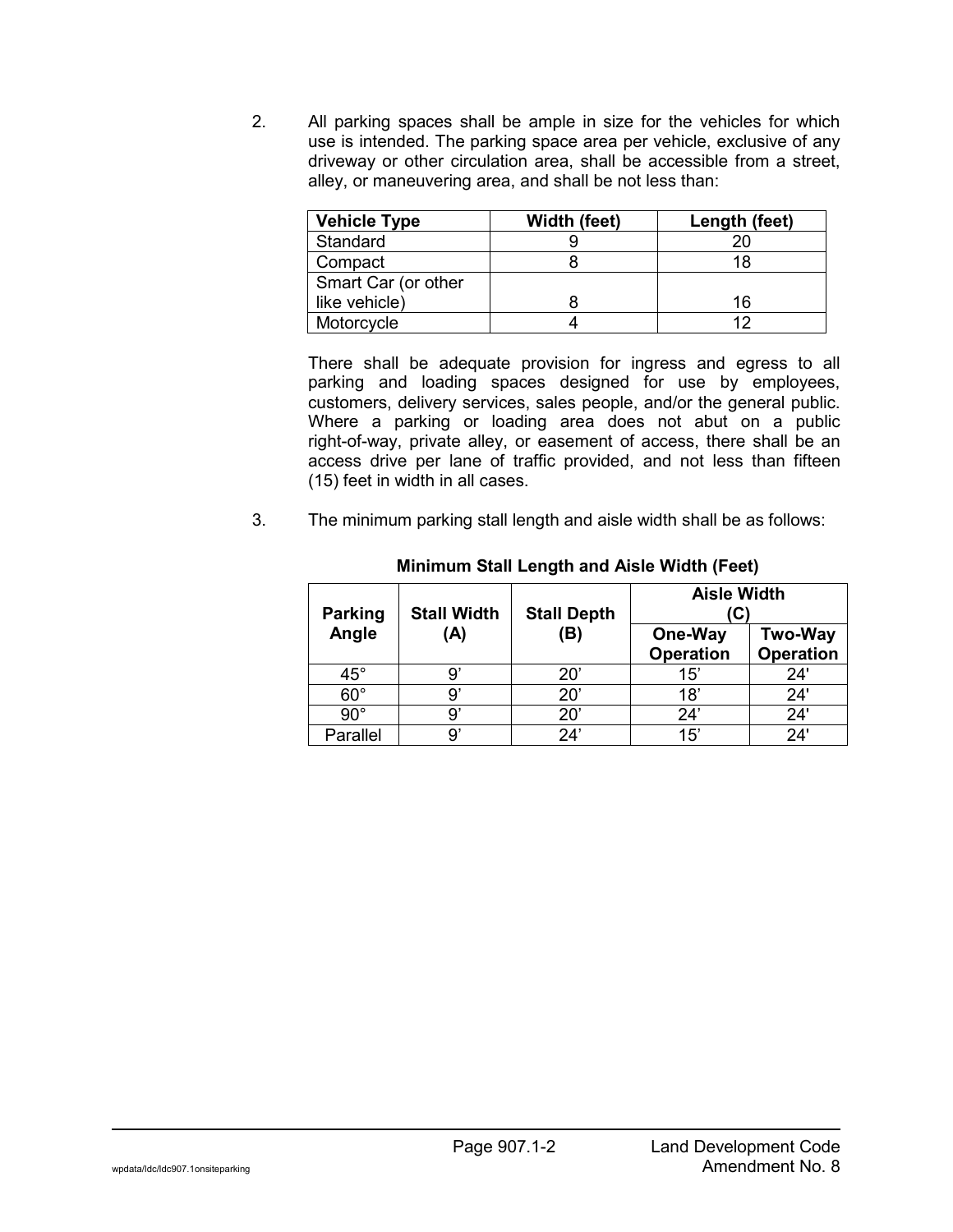2. All parking spaces shall be ample in size for the vehicles for which use is intended. The parking space area per vehicle, exclusive of any driveway or other circulation area, shall be accessible from a street, alley, or maneuvering area, and shall be not less than:

| Vehicle Type | Width (feet) | Length (feet) |
|---|---|---|
| Standard | 9 | 20 |
| Compact | 8 | 18 |
| Smart Car (or other like vehicle) | 8 | 16 |
| Motorcycle | 4 | 12 |

There shall be adequate provision for ingress and egress to all parking and loading spaces designed for use by employees, customers, delivery services, sales people, and/or the general public. Where a parking or loading area does not abut on a public right-of-way, private alley, or easement of access, there shall be an access drive per lane of traffic provided, and not less than fifteen (15) feet in width in all cases.

3. The minimum parking stall length and aisle width shall be as follows:

**Minimum Stall Length and Aisle Width (Feet)**

| Parking Angle | Stall Width (A) | Stall Depth (B) | Aisle Width (C) | |
|---|---|---|---|---|
| | | | One-Way Operation | Two-Way Operation |
| 45° | 9’ | 20’ | 15’ | 24' |
| 60° | 9’ | 20’ | 18’ | 24' |
| 90° | 9’ | 20’ | 24’ | 24' |
| Parallel | 9’ | 24’ | 15’ | 24' |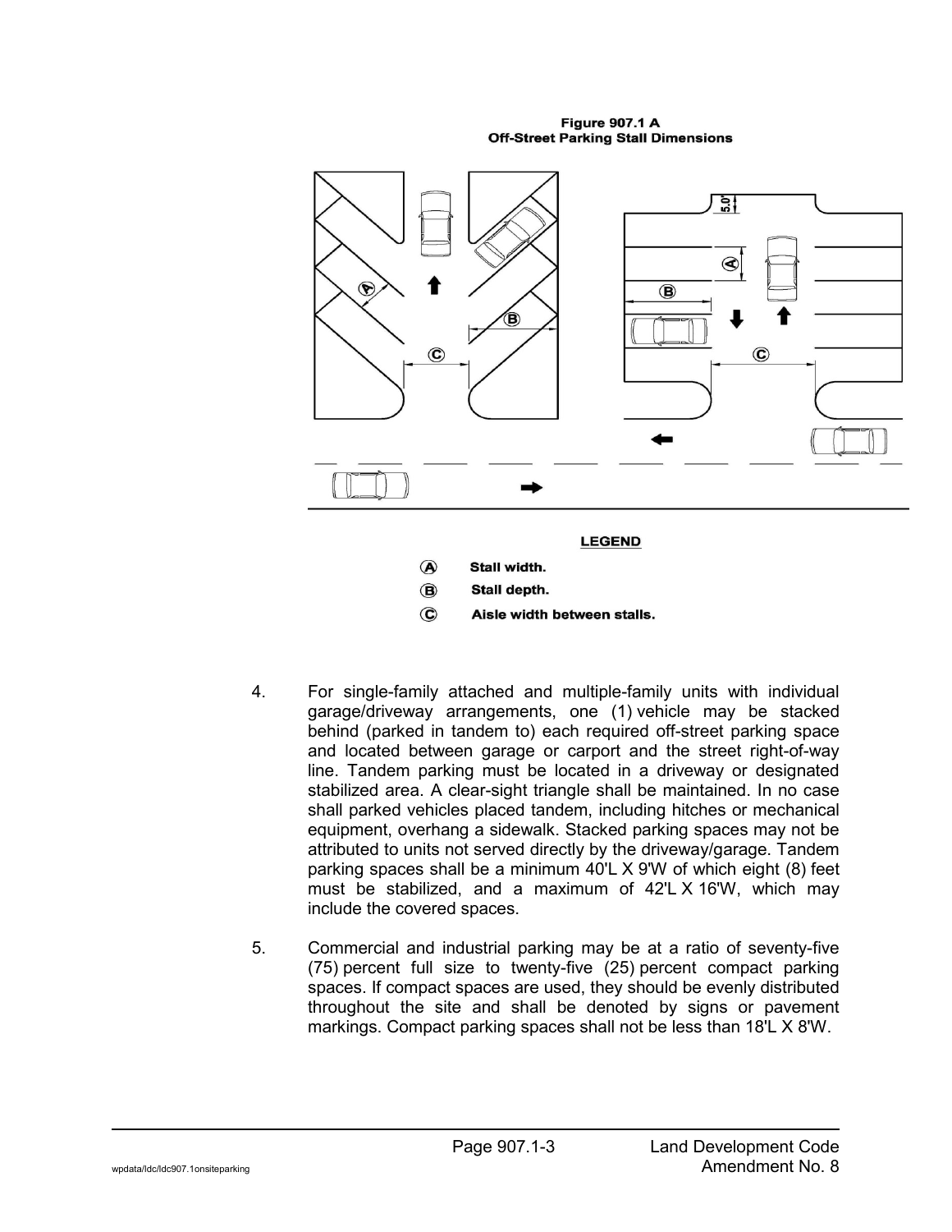**Figure 907.1 A**
**Off-Street Parking Stall Dimensions**

**LEGEND**

Ⓐ **Stall width.**

Ⓑ **Stall depth.**

Ⓒ **Aisle width between stalls.**

4. For single-family attached and multiple-family units with individual garage/driveway arrangements, one (1) vehicle may be stacked behind (parked in tandem to) each required off-street parking space and located between garage or carport and the street right-of-way line. Tandem parking must be located in a driveway or designated stabilized area. A clear-sight triangle shall be maintained. In no case shall parked vehicles placed tandem, including hitches or mechanical equipment, overhang a sidewalk. Stacked parking spaces may not be attributed to units not served directly by the driveway/garage. Tandem parking spaces shall be a minimum 40'L X 9'W of which eight (8) feet must be stabilized, and a maximum of 42'L X 16'W, which may include the covered spaces.

5. Commercial and industrial parking may be at a ratio of seventy-five (75) percent full size to twenty-five (25) percent compact parking spaces. If compact spaces are used, they should be evenly distributed throughout the site and shall be denoted by signs or pavement markings. Compact parking spaces shall not be less than 18'L X 8'W.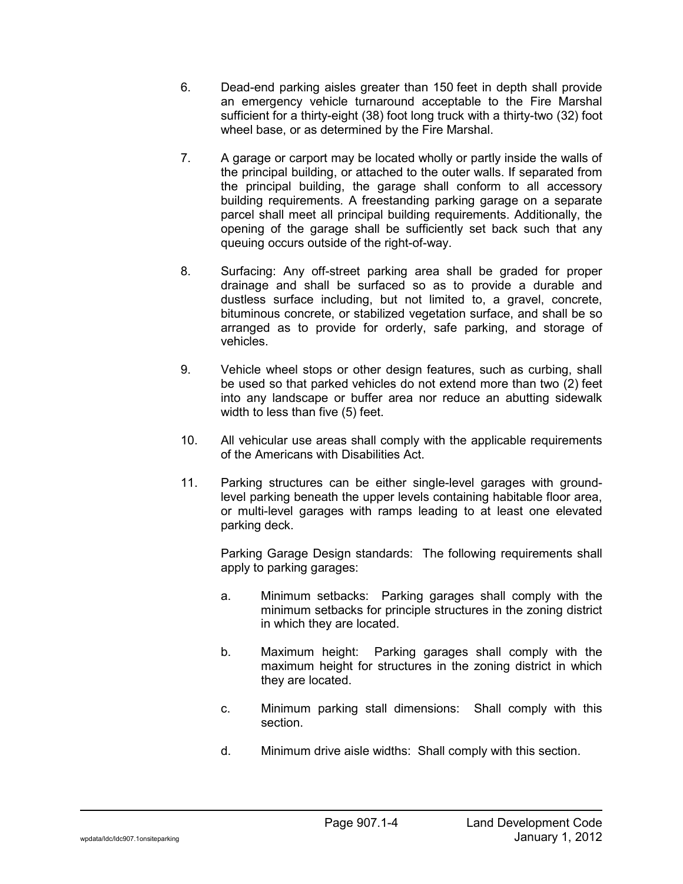6. Dead-end parking aisles greater than 150 feet in depth shall provide an emergency vehicle turnaround acceptable to the Fire Marshal sufficient for a thirty-eight (38) foot long truck with a thirty-two (32) foot wheel base, or as determined by the Fire Marshal.

7. A garage or carport may be located wholly or partly inside the walls of the principal building, or attached to the outer walls. If separated from the principal building, the garage shall conform to all accessory building requirements. A freestanding parking garage on a separate parcel shall meet all principal building requirements. Additionally, the opening of the garage shall be sufficiently set back such that any queuing occurs outside of the right-of-way.

8. Surfacing: Any off-street parking area shall be graded for proper drainage and shall be surfaced so as to provide a durable and dustless surface including, but not limited to, a gravel, concrete, bituminous concrete, or stabilized vegetation surface, and shall be so arranged as to provide for orderly, safe parking, and storage of vehicles.

9. Vehicle wheel stops or other design features, such as curbing, shall be used so that parked vehicles do not extend more than two (2) feet into any landscape or buffer area nor reduce an abutting sidewalk width to less than five (5) feet.

10. All vehicular use areas shall comply with the applicable requirements of the Americans with Disabilities Act.

11. Parking structures can be either single-level garages with ground-level parking beneath the upper levels containing habitable floor area, or multi-level garages with ramps leading to at least one elevated parking deck.

    Parking Garage Design standards: The following requirements shall apply to parking garages:

    a. Minimum setbacks: Parking garages shall comply with the minimum setbacks for principle structures in the zoning district in which they are located.

    b. Maximum height: Parking garages shall comply with the maximum height for structures in the zoning district in which they are located.

    c. Minimum parking stall dimensions: Shall comply with this section.

    d. Minimum drive aisle widths: Shall comply with this section.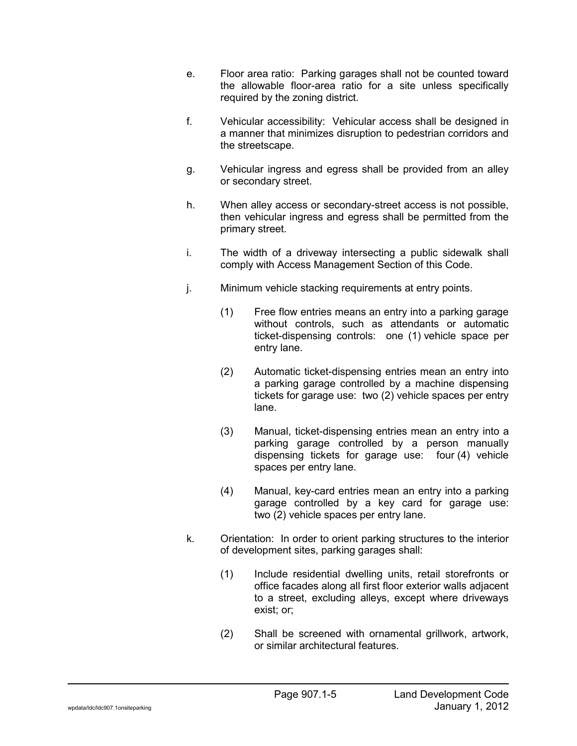e. Floor area ratio: Parking garages shall not be counted toward the allowable floor-area ratio for a site unless specifically required by the zoning district.

f. Vehicular accessibility: Vehicular access shall be designed in a manner that minimizes disruption to pedestrian corridors and the streetscape.

g. Vehicular ingress and egress shall be provided from an alley or secondary street.

h. When alley access or secondary-street access is not possible, then vehicular ingress and egress shall be permitted from the primary street.

i. The width of a driveway intersecting a public sidewalk shall comply with Access Management Section of this Code.

j. Minimum vehicle stacking requirements at entry points.

   (1) Free flow entries means an entry into a parking garage without controls, such as attendants or automatic ticket-dispensing controls: one (1) vehicle space per entry lane.

   (2) Automatic ticket-dispensing entries mean an entry into a parking garage controlled by a machine dispensing tickets for garage use: two (2) vehicle spaces per entry lane.

   (3) Manual, ticket-dispensing entries mean an entry into a parking garage controlled by a person manually dispensing tickets for garage use: four (4) vehicle spaces per entry lane.

   (4) Manual, key-card entries mean an entry into a parking garage controlled by a key card for garage use: two (2) vehicle spaces per entry lane.

k. Orientation: In order to orient parking structures to the interior of development sites, parking garages shall:

   (1) Include residential dwelling units, retail storefronts or office facades along all first floor exterior walls adjacent to a street, excluding alleys, except where driveways exist; or;

   (2) Shall be screened with ornamental grillwork, artwork, or similar architectural features.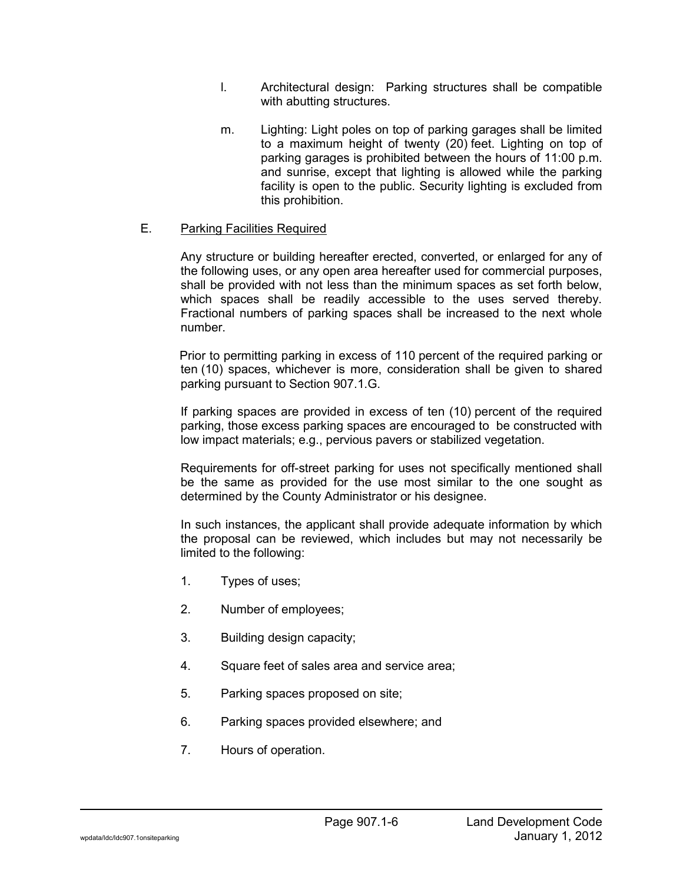l. Architectural design: Parking structures shall be compatible with abutting structures.

m. Lighting: Light poles on top of parking garages shall be limited to a maximum height of twenty (20) feet. Lighting on top of parking garages is prohibited between the hours of 11:00 p.m. and sunrise, except that lighting is allowed while the parking facility is open to the public. Security lighting is excluded from this prohibition.

E. <u>Parking Facilities Required</u>

Any structure or building hereafter erected, converted, or enlarged for any of the following uses, or any open area hereafter used for commercial purposes, shall be provided with not less than the minimum spaces as set forth below, which spaces shall be readily accessible to the uses served thereby. Fractional numbers of parking spaces shall be increased to the next whole number.

Prior to permitting parking in excess of 110 percent of the required parking or ten (10) spaces, whichever is more, consideration shall be given to shared parking pursuant to Section 907.1.G.

If parking spaces are provided in excess of ten (10) percent of the required parking, those excess parking spaces are encouraged to be constructed with low impact materials; e.g., pervious pavers or stabilized vegetation.

Requirements for off-street parking for uses not specifically mentioned shall be the same as provided for the use most similar to the one sought as determined by the County Administrator or his designee.

In such instances, the applicant shall provide adequate information by which the proposal can be reviewed, which includes but may not necessarily be limited to the following:

1. Types of uses;
2. Number of employees;
3. Building design capacity;
4. Square feet of sales area and service area;
5. Parking spaces proposed on site;
6. Parking spaces provided elsewhere; and
7. Hours of operation.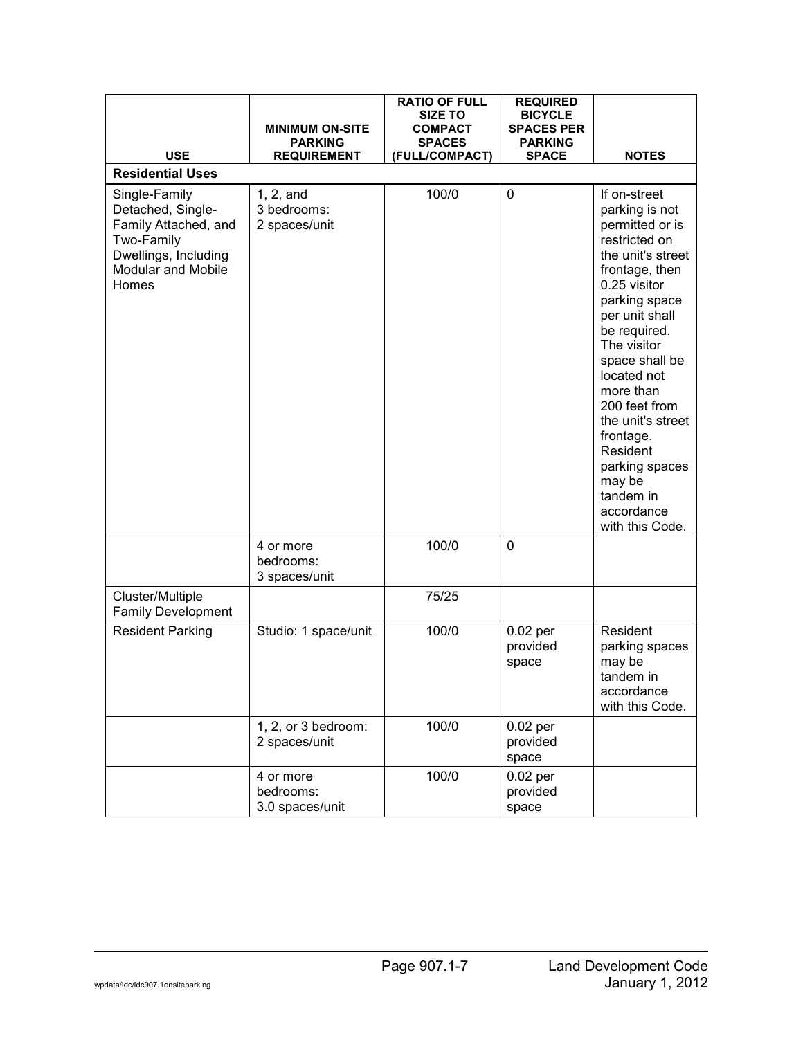| USE | MINIMUM ON-SITE PARKING REQUIREMENT | RATIO OF FULL SIZE TO COMPACT SPACES (FULL/COMPACT) | REQUIRED BICYCLE SPACES PER PARKING SPACE | NOTES |
|---|---|---|---|---|
| **Residential Uses** | | | | |
| Single-Family Detached, Single-Family Attached, and Two-Family Dwellings, Including Modular and Mobile Homes | 1, 2, and 3 bedrooms: 2 spaces/unit | 100/0 | 0 | If on-street parking is not permitted or is restricted on the unit's street frontage, then 0.25 visitor parking space per unit shall be required. The visitor space shall be located not more than 200 feet from the unit's street frontage. Resident parking spaces may be tandem in accordance with this Code. |
| | 4 or more bedrooms: 3 spaces/unit | 100/0 | 0 | |
| Cluster/Multiple Family Development | | 75/25 | | |
| Resident Parking | Studio: 1 space/unit | 100/0 | 0.02 per provided space | Resident parking spaces may be tandem in accordance with this Code. |
| | 1, 2, or 3 bedroom: 2 spaces/unit | 100/0 | 0.02 per provided space | |
| | 4 or more bedrooms: 3.0 spaces/unit | 100/0 | 0.02 per provided space | |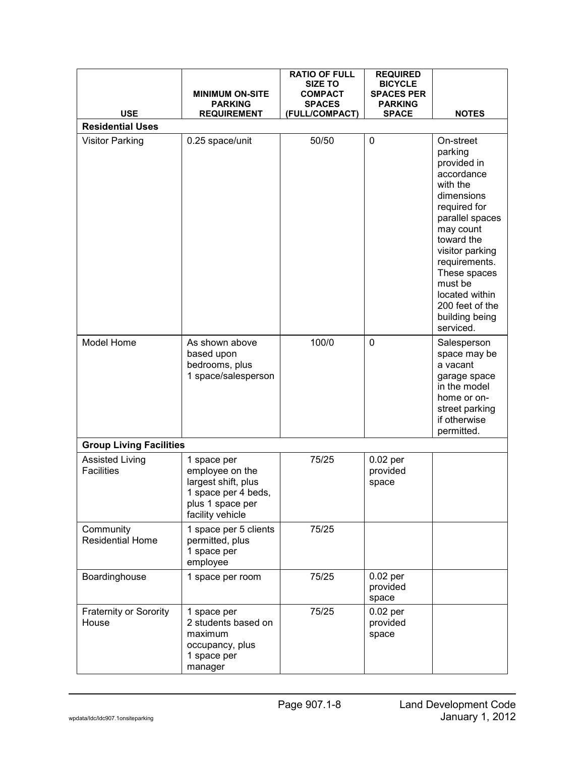| USE | MINIMUM ON-SITE PARKING REQUIREMENT | RATIO OF FULL SIZE TO COMPACT SPACES (FULL/COMPACT) | REQUIRED BICYCLE SPACES PER PARKING SPACE | NOTES |
|---|---|---|---|---|
| **Residential Uses** | | | | |
| Visitor Parking | 0.25 space/unit | 50/50 | 0 | On-street parking provided in accordance with the dimensions required for parallel spaces may count toward the visitor parking requirements. These spaces must be located within 200 feet of the building being serviced. |
| Model Home | As shown above based upon bedrooms, plus 1 space/salesperson | 100/0 | 0 | Salesperson space may be a vacant garage space in the model home or on-street parking if otherwise permitted. |
| **Group Living Facilities** | | | | |
| Assisted Living Facilities | 1 space per employee on the largest shift, plus 1 space per 4 beds, plus 1 space per facility vehicle | 75/25 | 0.02 per provided space | |
| Community Residential Home | 1 space per 5 clients permitted, plus 1 space per employee | 75/25 | | |
| Boardinghouse | 1 space per room | 75/25 | 0.02 per provided space | |
| Fraternity or Sorority House | 1 space per 2 students based on maximum occupancy, plus 1 space per manager | 75/25 | 0.02 per provided space | |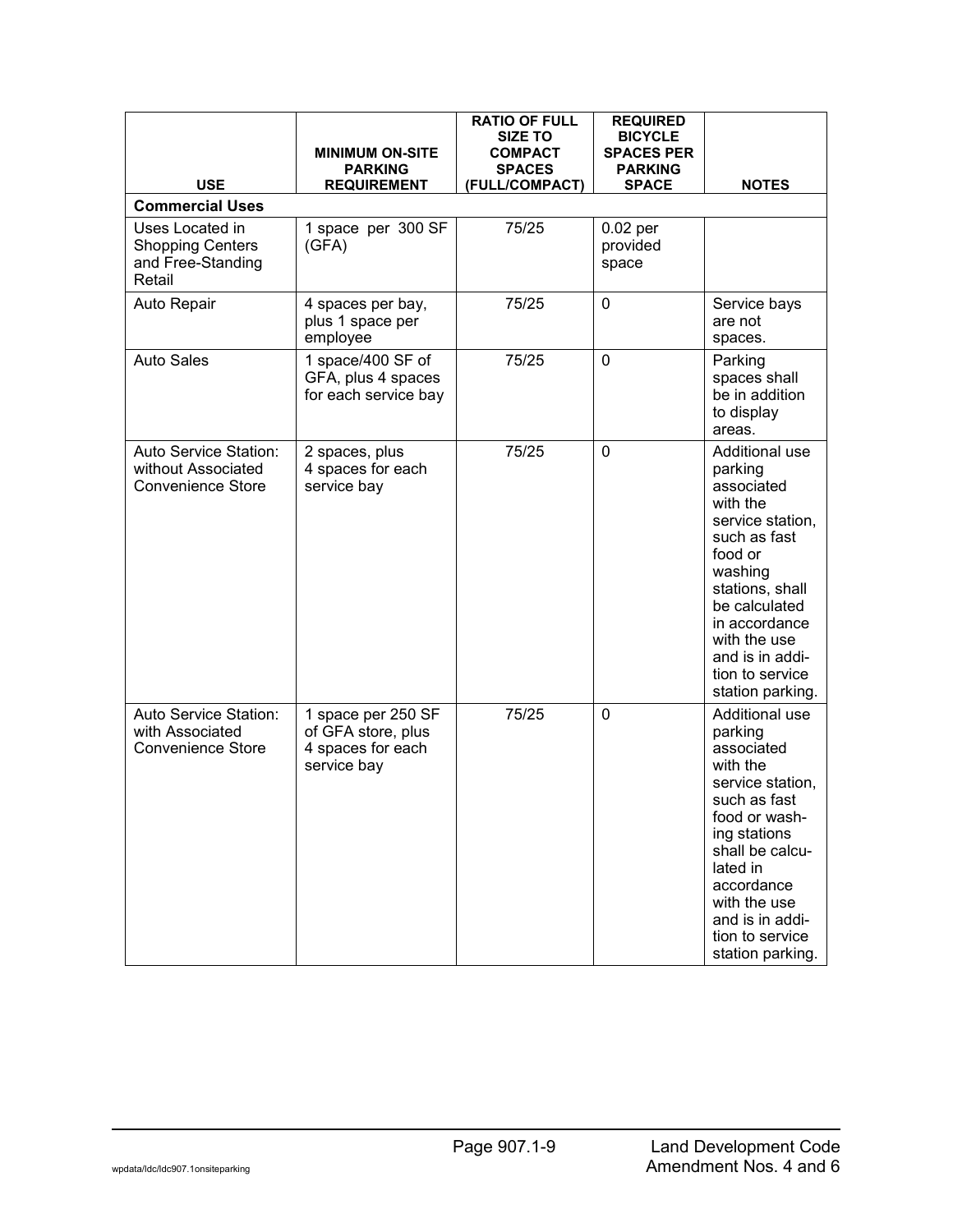| USE | MINIMUM ON-SITE PARKING REQUIREMENT | RATIO OF FULL SIZE TO COMPACT SPACES (FULL/COMPACT) | REQUIRED BICYCLE SPACES PER PARKING SPACE | NOTES |
|---|---|---|---|---|
| **Commercial Uses** | | | | |
| Uses Located in Shopping Centers and Free-Standing Retail | 1 space per 300 SF (GFA) | 75/25 | 0.02 per provided space | |
| Auto Repair | 4 spaces per bay, plus 1 space per employee | 75/25 | 0 | Service bays are not spaces. |
| Auto Sales | 1 space/400 SF of GFA, plus 4 spaces for each service bay | 75/25 | 0 | Parking spaces shall be in addition to display areas. |
| Auto Service Station: without Associated Convenience Store | 2 spaces, plus 4 spaces for each service bay | 75/25 | 0 | Additional use parking associated with the service station, such as fast food or washing stations, shall be calculated in accordance with the use and is in addition to service station parking. |
| Auto Service Station: with Associated Convenience Store | 1 space per 250 SF of GFA store, plus 4 spaces for each service bay | 75/25 | 0 | Additional use parking associated with the service station, such as fast food or washing stations shall be calculated in accordance with the use and is in addition to service station parking. |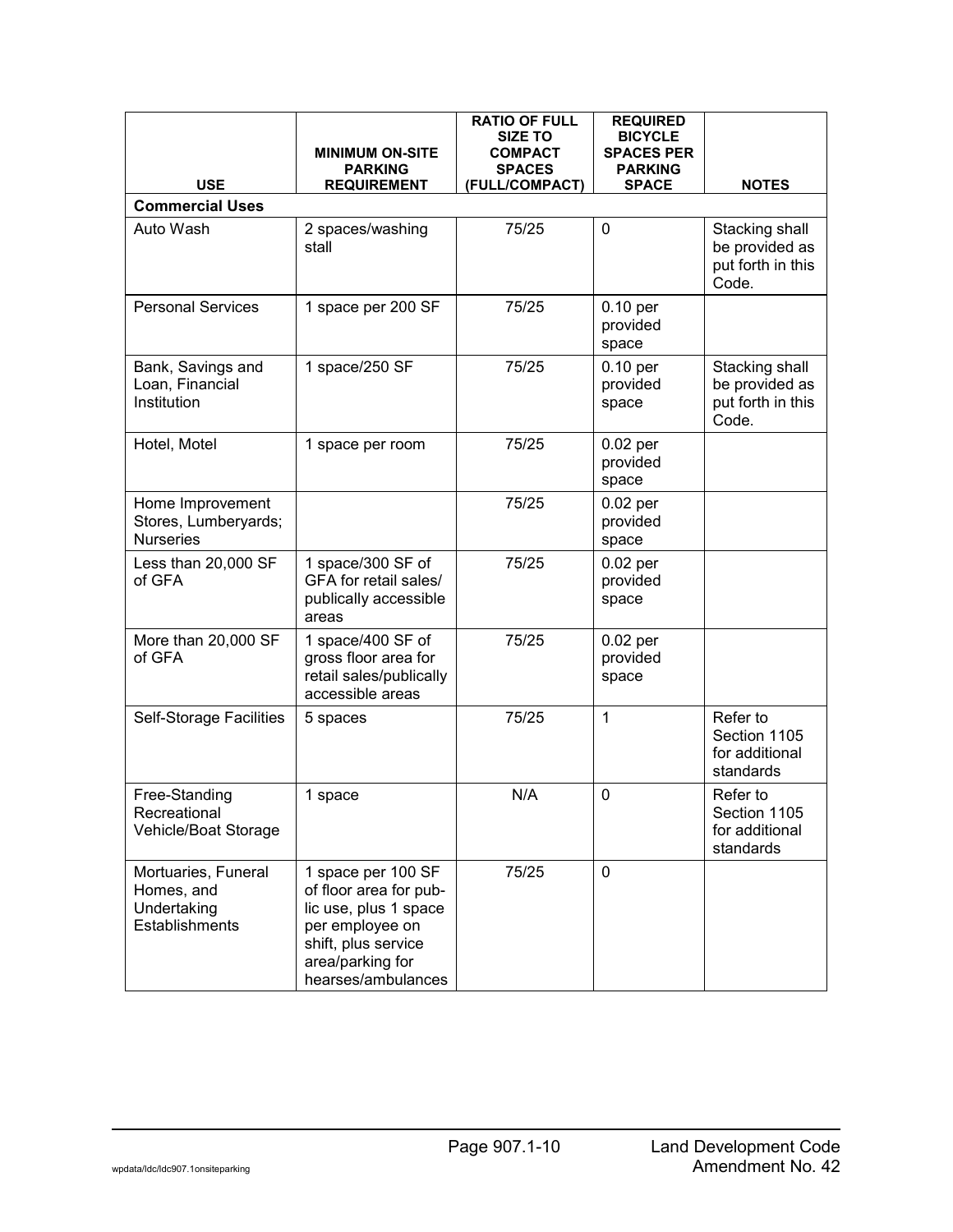| USE | MINIMUM ON-SITE PARKING REQUIREMENT | RATIO OF FULL SIZE TO COMPACT SPACES (FULL/COMPACT) | REQUIRED BICYCLE SPACES PER PARKING SPACE | NOTES |
|---|---|---|---|---|
| **Commercial Uses** | | | | |
| Auto Wash | 2 spaces/washing stall | 75/25 | 0 | Stacking shall be provided as put forth in this Code. |
| Personal Services | 1 space per 200 SF | 75/25 | 0.10 per provided space | |
| Bank, Savings and Loan, Financial Institution | 1 space/250 SF | 75/25 | 0.10 per provided space | Stacking shall be provided as put forth in this Code. |
| Hotel, Motel | 1 space per room | 75/25 | 0.02 per provided space | |
| Home Improvement Stores, Lumberyards; Nurseries | | 75/25 | 0.02 per provided space | |
| Less than 20,000 SF of GFA | 1 space/300 SF of GFA for retail sales/ publically accessible areas | 75/25 | 0.02 per provided space | |
| More than 20,000 SF of GFA | 1 space/400 SF of gross floor area for retail sales/publically accessible areas | 75/25 | 0.02 per provided space | |
| Self-Storage Facilities | 5 spaces | 75/25 | 1 | Refer to Section 1105 for additional standards |
| Free-Standing Recreational Vehicle/Boat Storage | 1 space | N/A | 0 | Refer to Section 1105 for additional standards |
| Mortuaries, Funeral Homes, and Undertaking Establishments | 1 space per 100 SF of floor area for public use, plus 1 space per employee on shift, plus service area/parking for hearses/ambulances | 75/25 | 0 | |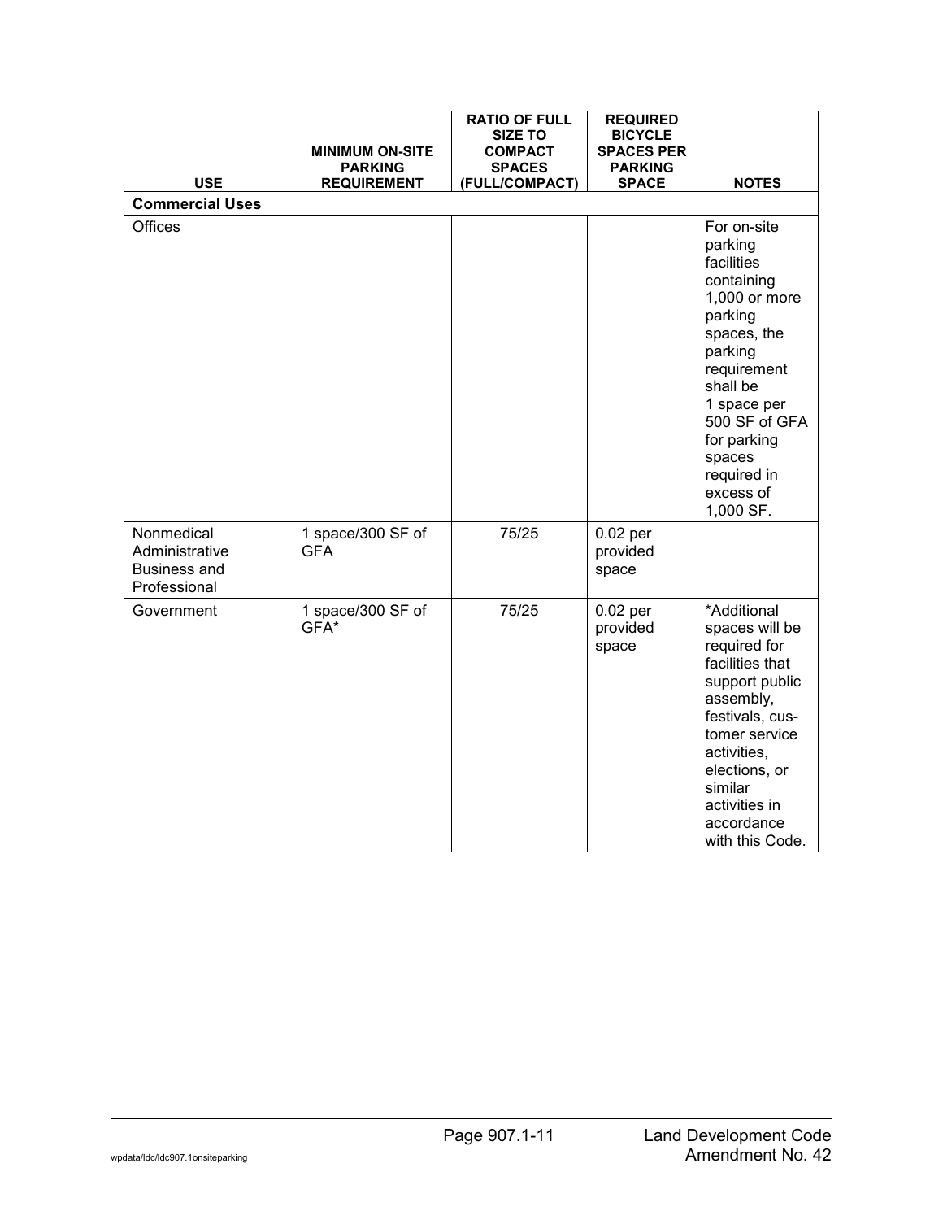| USE | MINIMUM ON-SITE PARKING REQUIREMENT | RATIO OF FULL SIZE TO COMPACT SPACES (FULL/COMPACT) | REQUIRED BICYCLE SPACES PER PARKING SPACE | NOTES |
|---|---|---|---|---|
| **Commercial Uses** | | | | |
| Offices | | | | For on-site parking facilities containing 1,000 or more parking spaces, the parking requirement shall be 1 space per 500 SF of GFA for parking spaces required in excess of 1,000 SF. |
| Nonmedical Administrative Business and Professional | 1 space/300 SF of GFA | 75/25 | 0.02 per provided space | |
| Government | 1 space/300 SF of GFA* | 75/25 | 0.02 per provided space | *Additional spaces will be required for facilities that support public assembly, festivals, customer service activities, elections, or similar activities in accordance with this Code. |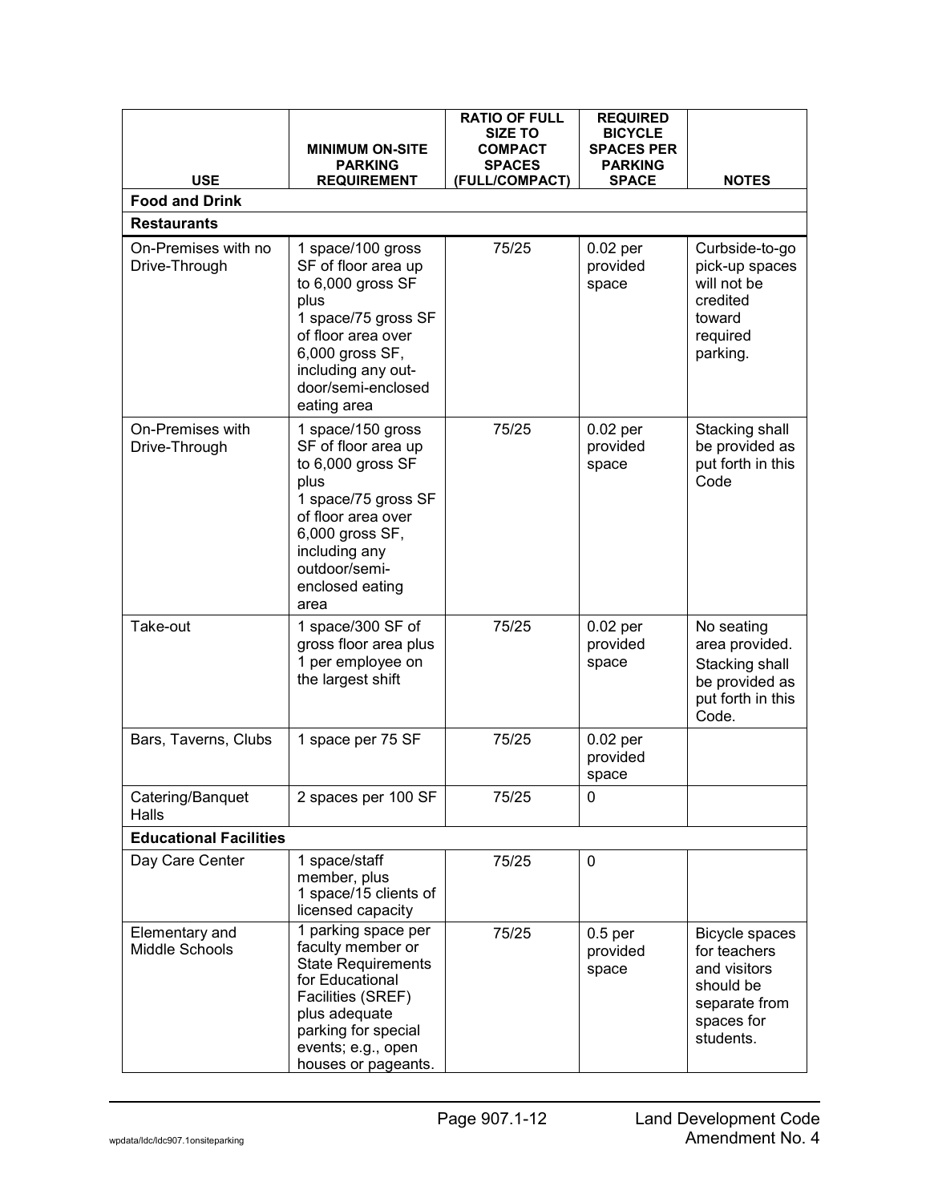| USE | MINIMUM ON-SITE PARKING REQUIREMENT | RATIO OF FULL SIZE TO COMPACT SPACES (FULL/COMPACT) | REQUIRED BICYCLE SPACES PER PARKING SPACE | NOTES |
|---|---|---|---|---|
| **Food and Drink** | | | | |
| **Restaurants** | | | | |
| On-Premises with no Drive-Through | 1 space/100 gross SF of floor area up to 6,000 gross SF plus 1 space/75 gross SF of floor area over 6,000 gross SF, including any out-door/semi-enclosed eating area | 75/25 | 0.02 per provided space | Curbside-to-go pick-up spaces will not be credited toward required parking. |
| On-Premises with Drive-Through | 1 space/150 gross SF of floor area up to 6,000 gross SF plus 1 space/75 gross SF of floor area over 6,000 gross SF, including any outdoor/semi-enclosed eating area | 75/25 | 0.02 per provided space | Stacking shall be provided as put forth in this Code |
| Take-out | 1 space/300 SF of gross floor area plus 1 per employee on the largest shift | 75/25 | 0.02 per provided space | No seating area provided. Stacking shall be provided as put forth in this Code. |
| Bars, Taverns, Clubs | 1 space per 75 SF | 75/25 | 0.02 per provided space | |
| Catering/Banquet Halls | 2 spaces per 100 SF | 75/25 | 0 | |
| **Educational Facilities** | | | | |
| Day Care Center | 1 space/staff member, plus 1 space/15 clients of licensed capacity | 75/25 | 0 | |
| Elementary and Middle Schools | 1 parking space per faculty member or State Requirements for Educational Facilities (SREF) plus adequate parking for special events; e.g., open houses or pageants. | 75/25 | 0.5 per provided space | Bicycle spaces for teachers and visitors should be separate from spaces for students. |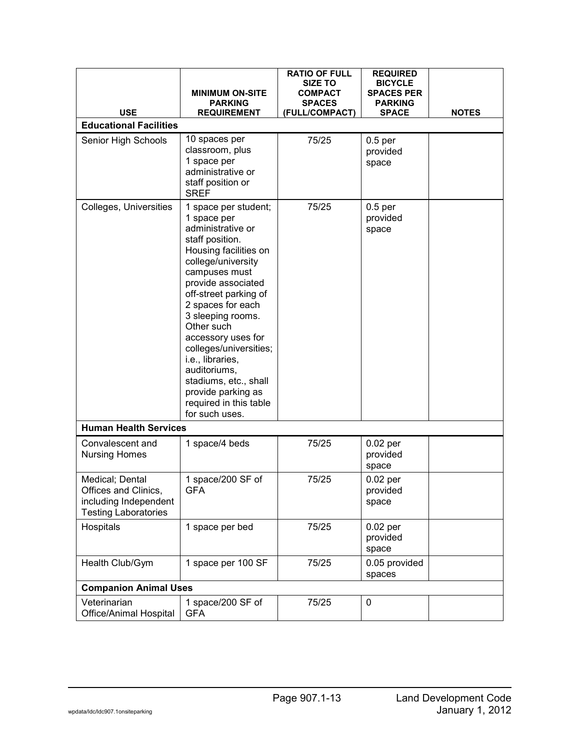| USE | MINIMUM ON-SITE PARKING REQUIREMENT | RATIO OF FULL SIZE TO COMPACT SPACES (FULL/COMPACT) | REQUIRED BICYCLE SPACES PER PARKING SPACE | NOTES |
|---|---|---|---|---|
| **Educational Facilities** | | | | |
| Senior High Schools | 10 spaces per classroom, plus 1 space per administrative or staff position or SREF | 75/25 | 0.5 per provided space | |
| Colleges, Universities | 1 space per student; 1 space per administrative or staff position. Housing facilities on college/university campuses must provide associated off-street parking of 2 spaces for each 3 sleeping rooms. Other such accessory uses for colleges/universities; i.e., libraries, auditoriums, stadiums, etc., shall provide parking as required in this table for such uses. | 75/25 | 0.5 per provided space | |
| **Human Health Services** | | | | |
| Convalescent and Nursing Homes | 1 space/4 beds | 75/25 | 0.02 per provided space | |
| Medical; Dental Offices and Clinics, including Independent Testing Laboratories | 1 space/200 SF of GFA | 75/25 | 0.02 per provided space | |
| Hospitals | 1 space per bed | 75/25 | 0.02 per provided space | |
| Health Club/Gym | 1 space per 100 SF | 75/25 | 0.05 provided spaces | |
| **Companion Animal Uses** | | | | |
| Veterinarian Office/Animal Hospital | 1 space/200 SF of GFA | 75/25 | 0 | |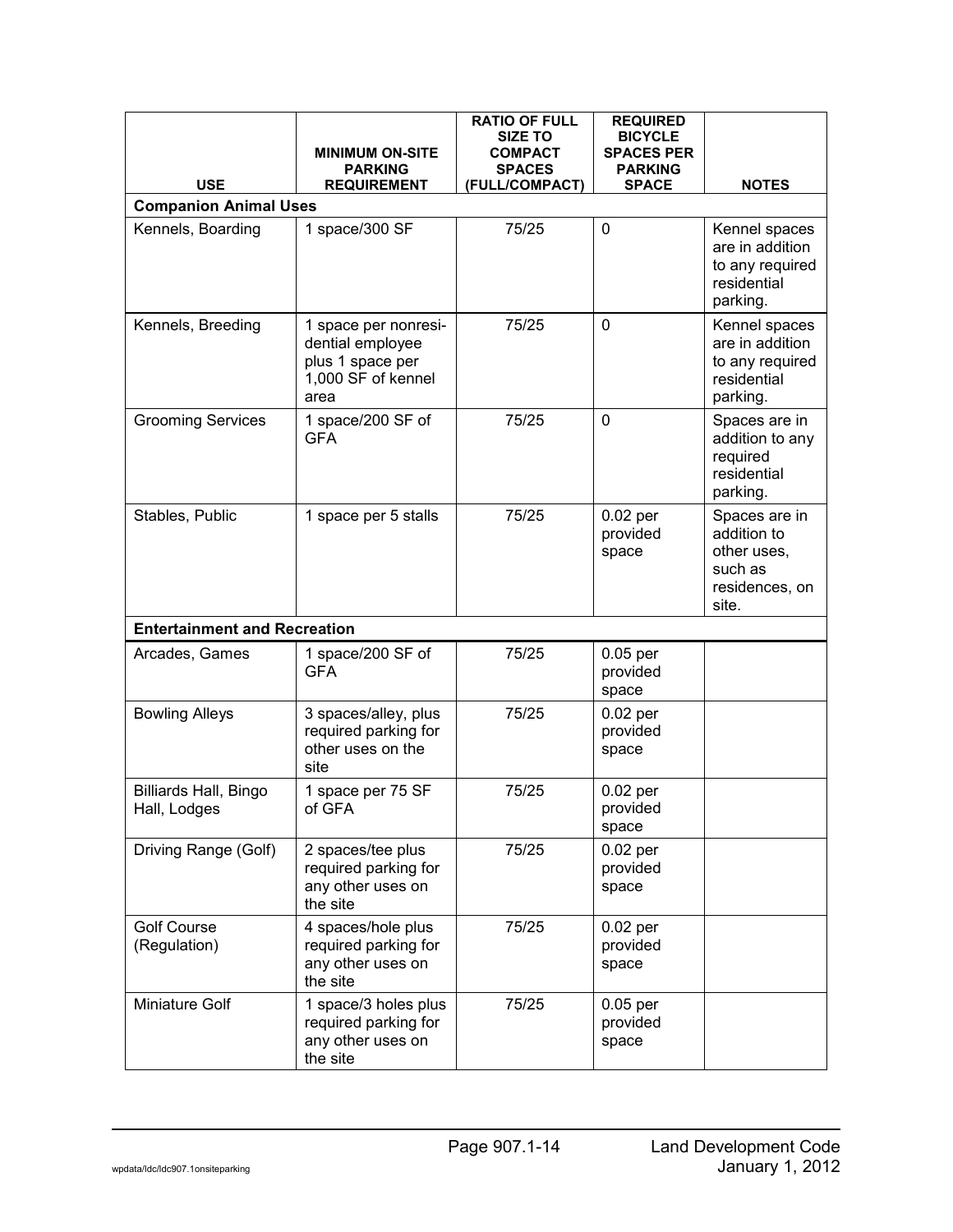| USE | MINIMUM ON-SITE PARKING REQUIREMENT | RATIO OF FULL SIZE TO COMPACT SPACES (FULL/COMPACT) | REQUIRED BICYCLE SPACES PER PARKING SPACE | NOTES |
|---|---|---|---|---|
| **Companion Animal Uses** | | | | |
| Kennels, Boarding | 1 space/300 SF | 75/25 | 0 | Kennel spaces are in addition to any required residential parking. |
| Kennels, Breeding | 1 space per nonresidential employee plus 1 space per 1,000 SF of kennel area | 75/25 | 0 | Kennel spaces are in addition to any required residential parking. |
| Grooming Services | 1 space/200 SF of GFA | 75/25 | 0 | Spaces are in addition to any required residential parking. |
| Stables, Public | 1 space per 5 stalls | 75/25 | 0.02 per provided space | Spaces are in addition to other uses, such as residences, on site. |
| **Entertainment and Recreation** | | | | |
| Arcades, Games | 1 space/200 SF of GFA | 75/25 | 0.05 per provided space | |
| Bowling Alleys | 3 spaces/alley, plus required parking for other uses on the site | 75/25 | 0.02 per provided space | |
| Billiards Hall, Bingo Hall, Lodges | 1 space per 75 SF of GFA | 75/25 | 0.02 per provided space | |
| Driving Range (Golf) | 2 spaces/tee plus required parking for any other uses on the site | 75/25 | 0.02 per provided space | |
| Golf Course (Regulation) | 4 spaces/hole plus required parking for any other uses on the site | 75/25 | 0.02 per provided space | |
| Miniature Golf | 1 space/3 holes plus required parking for any other uses on the site | 75/25 | 0.05 per provided space | |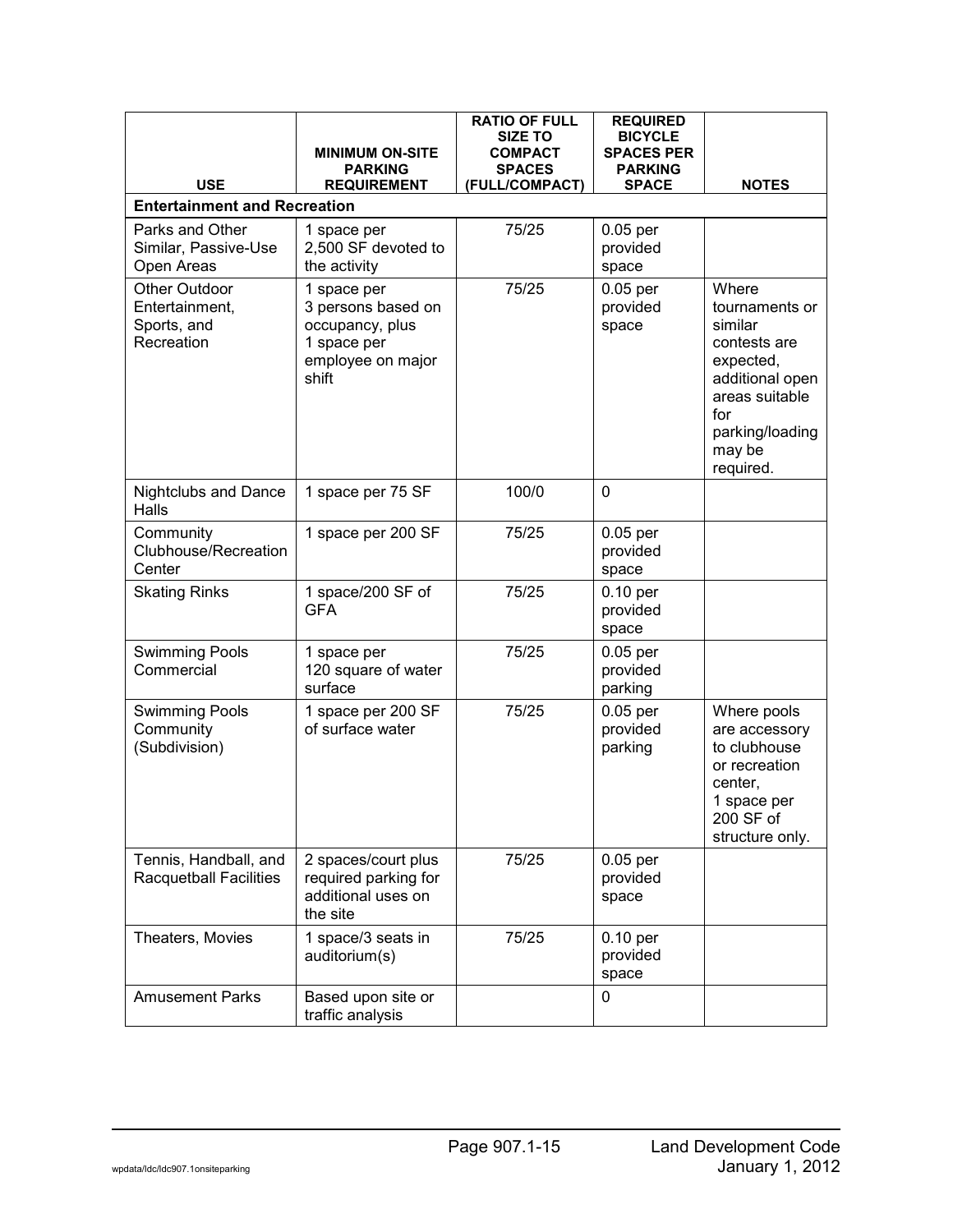| USE | MINIMUM ON-SITE PARKING REQUIREMENT | RATIO OF FULL SIZE TO COMPACT SPACES (FULL/COMPACT) | REQUIRED BICYCLE SPACES PER PARKING SPACE | NOTES |
|---|---|---|---|---|
| **Entertainment and Recreation** | | | | |
| Parks and Other Similar, Passive-Use Open Areas | 1 space per 2,500 SF devoted to the activity | 75/25 | 0.05 per provided space | |
| Other Outdoor Entertainment, Sports, and Recreation | 1 space per 3 persons based on occupancy, plus 1 space per employee on major shift | 75/25 | 0.05 per provided space | Where tournaments or similar contests are expected, additional open areas suitable for parking/loading may be required. |
| Nightclubs and Dance Halls | 1 space per 75 SF | 100/0 | 0 | |
| Community Clubhouse/Recreation Center | 1 space per 200 SF | 75/25 | 0.05 per provided space | |
| Skating Rinks | 1 space/200 SF of GFA | 75/25 | 0.10 per provided space | |
| Swimming Pools Commercial | 1 space per 120 square of water surface | 75/25 | 0.05 per provided parking | |
| Swimming Pools Community (Subdivision) | 1 space per 200 SF of surface water | 75/25 | 0.05 per provided parking | Where pools are accessory to clubhouse or recreation center, 1 space per 200 SF of structure only. |
| Tennis, Handball, and Racquetball Facilities | 2 spaces/court plus required parking for additional uses on the site | 75/25 | 0.05 per provided space | |
| Theaters, Movies | 1 space/3 seats in auditorium(s) | 75/25 | 0.10 per provided space | |
| Amusement Parks | Based upon site or traffic analysis | | 0 | |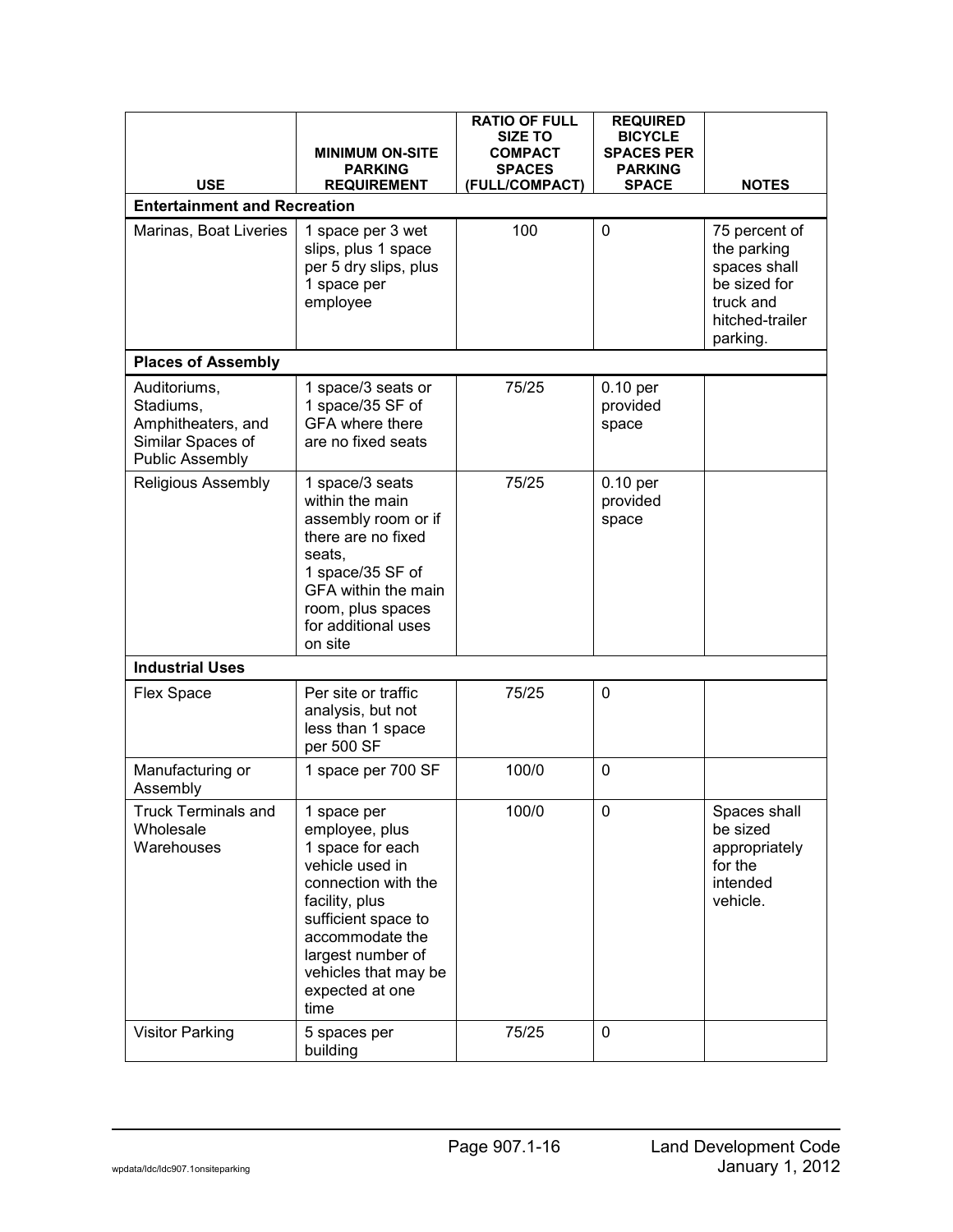| USE | MINIMUM ON-SITE PARKING REQUIREMENT | RATIO OF FULL SIZE TO COMPACT SPACES (FULL/COMPACT) | REQUIRED BICYCLE SPACES PER PARKING SPACE | NOTES |
|---|---|---|---|---|
| **Entertainment and Recreation** | | | | |
| Marinas, Boat Liveries | 1 space per 3 wet slips, plus 1 space per 5 dry slips, plus 1 space per employee | 100 | 0 | 75 percent of the parking spaces shall be sized for truck and hitched-trailer parking. |
| **Places of Assembly** | | | | |
| Auditoriums, Stadiums, Amphitheaters, and Similar Spaces of Public Assembly | 1 space/3 seats or 1 space/35 SF of GFA where there are no fixed seats | 75/25 | 0.10 per provided space | |
| Religious Assembly | 1 space/3 seats within the main assembly room or if there are no fixed seats, 1 space/35 SF of GFA within the main room, plus spaces for additional uses on site | 75/25 | 0.10 per provided space | |
| **Industrial Uses** | | | | |
| Flex Space | Per site or traffic analysis, but not less than 1 space per 500 SF | 75/25 | 0 | |
| Manufacturing or Assembly | 1 space per 700 SF | 100/0 | 0 | |
| Truck Terminals and Wholesale Warehouses | 1 space per employee, plus 1 space for each vehicle used in connection with the facility, plus sufficient space to accommodate the largest number of vehicles that may be expected at one time | 100/0 | 0 | Spaces shall be sized appropriately for the intended vehicle. |
| Visitor Parking | 5 spaces per building | 75/25 | 0 | |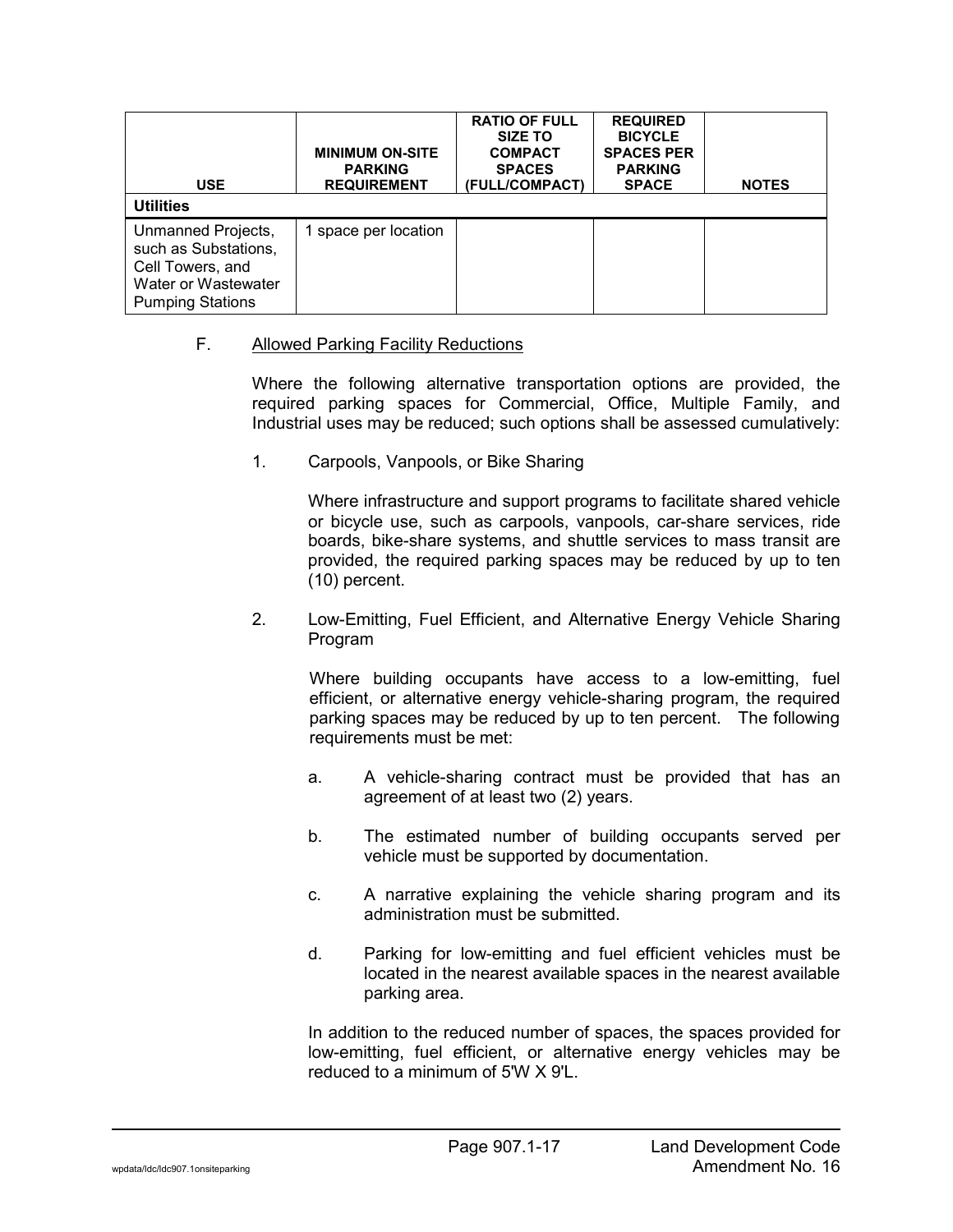| USE | MINIMUM ON-SITE PARKING REQUIREMENT | RATIO OF FULL SIZE TO COMPACT SPACES (FULL/COMPACT) | REQUIRED BICYCLE SPACES PER PARKING SPACE | NOTES |
|---|---|---|---|---|
| **Utilities** | | | | |
| Unmanned Projects, such as Substations, Cell Towers, and Water or Wastewater Pumping Stations | 1 space per location | | | |

F. Allowed Parking Facility Reductions

Where the following alternative transportation options are provided, the required parking spaces for Commercial, Office, Multiple Family, and Industrial uses may be reduced; such options shall be assessed cumulatively:

1. Carpools, Vanpools, or Bike Sharing

   Where infrastructure and support programs to facilitate shared vehicle or bicycle use, such as carpools, vanpools, car-share services, ride boards, bike-share systems, and shuttle services to mass transit are provided, the required parking spaces may be reduced by up to ten (10) percent.

2. Low-Emitting, Fuel Efficient, and Alternative Energy Vehicle Sharing Program

   Where building occupants have access to a low-emitting, fuel efficient, or alternative energy vehicle-sharing program, the required parking spaces may be reduced by up to ten percent. The following requirements must be met:

   a. A vehicle-sharing contract must be provided that has an agreement of at least two (2) years.

   b. The estimated number of building occupants served per vehicle must be supported by documentation.

   c. A narrative explaining the vehicle sharing program and its administration must be submitted.

   d. Parking for low-emitting and fuel efficient vehicles must be located in the nearest available spaces in the nearest available parking area.

   In addition to the reduced number of spaces, the spaces provided for low-emitting, fuel efficient, or alternative energy vehicles may be reduced to a minimum of 5'W X 9'L.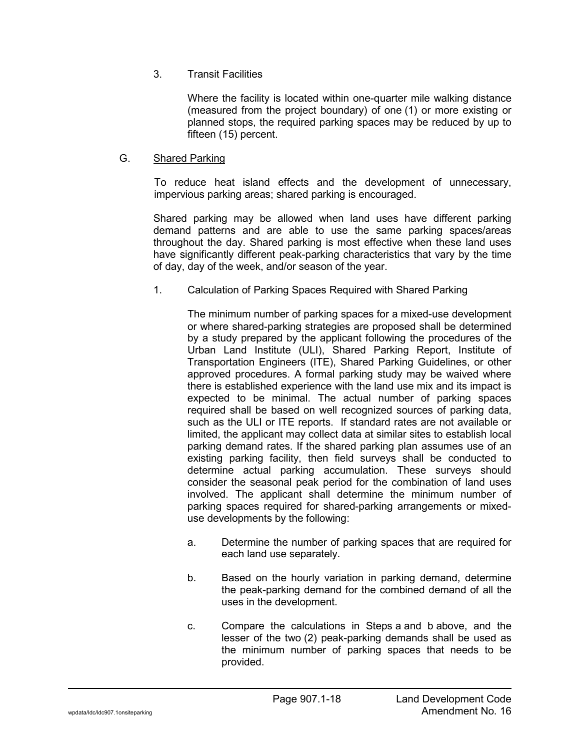3. Transit Facilities

   Where the facility is located within one-quarter mile walking distance (measured from the project boundary) of one (1) or more existing or planned stops, the required parking spaces may be reduced by up to fifteen (15) percent.

G. <u>Shared Parking</u>

   To reduce heat island effects and the development of unnecessary, impervious parking areas; shared parking is encouraged.

   Shared parking may be allowed when land uses have different parking demand patterns and are able to use the same parking spaces/areas throughout the day. Shared parking is most effective when these land uses have significantly different peak-parking characteristics that vary by the time of day, day of the week, and/or season of the year.

   1. Calculation of Parking Spaces Required with Shared Parking

      The minimum number of parking spaces for a mixed-use development or where shared-parking strategies are proposed shall be determined by a study prepared by the applicant following the procedures of the Urban Land Institute (ULI), Shared Parking Report, Institute of Transportation Engineers (ITE), Shared Parking Guidelines, or other approved procedures. A formal parking study may be waived where there is established experience with the land use mix and its impact is expected to be minimal. The actual number of parking spaces required shall be based on well recognized sources of parking data, such as the ULI or ITE reports. If standard rates are not available or limited, the applicant may collect data at similar sites to establish local parking demand rates. If the shared parking plan assumes use of an existing parking facility, then field surveys shall be conducted to determine actual parking accumulation. These surveys should consider the seasonal peak period for the combination of land uses involved. The applicant shall determine the minimum number of parking spaces required for shared-parking arrangements or mixed-use developments by the following:

      a. Determine the number of parking spaces that are required for each land use separately.

      b. Based on the hourly variation in parking demand, determine the peak-parking demand for the combined demand of all the uses in the development.

      c. Compare the calculations in Steps a and b above, and the lesser of the two (2) peak-parking demands shall be used as the minimum number of parking spaces that needs to be provided.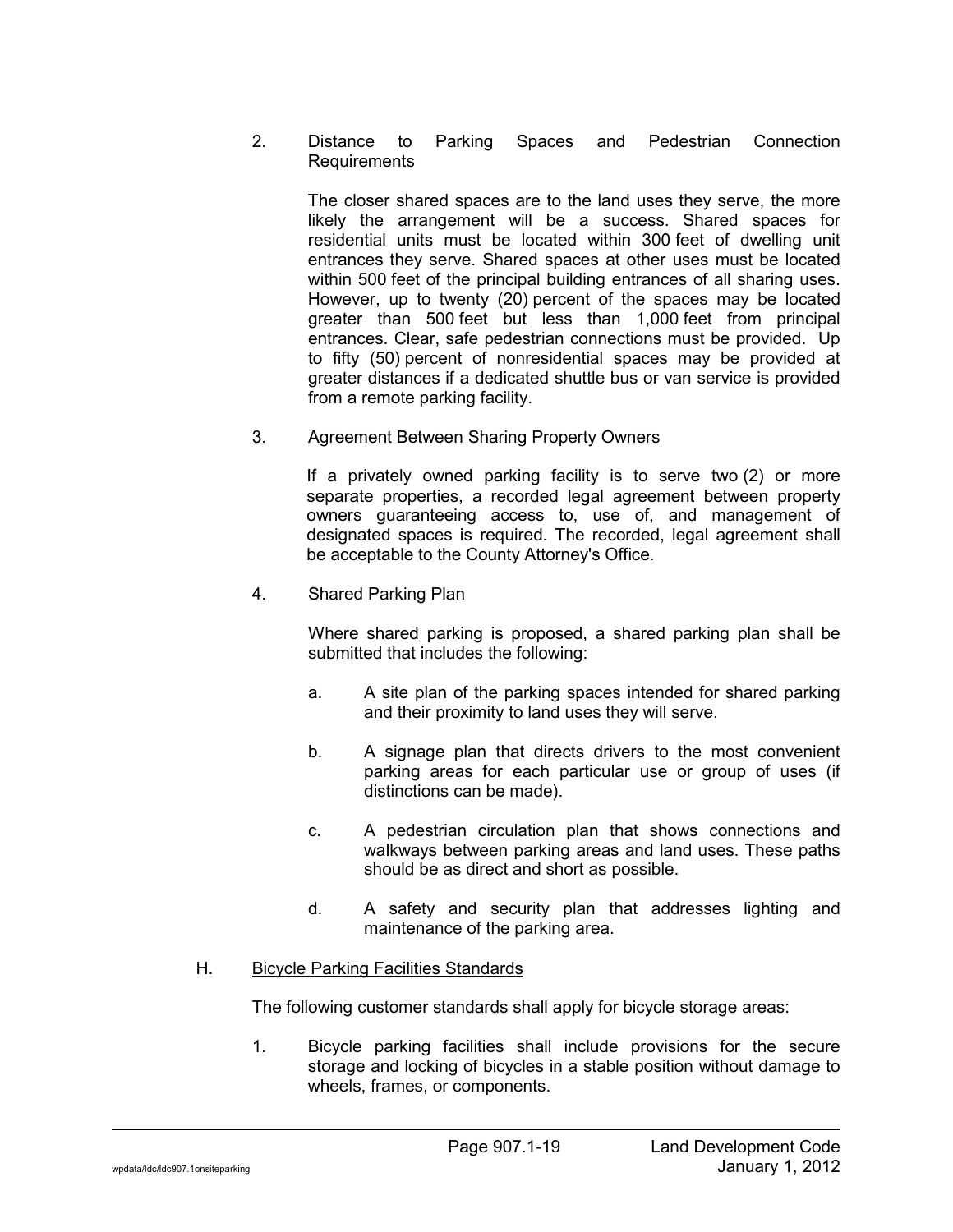2. Distance to Parking Spaces and Pedestrian Connection Requirements

   The closer shared spaces are to the land uses they serve, the more likely the arrangement will be a success. Shared spaces for residential units must be located within 300 feet of dwelling unit entrances they serve. Shared spaces at other uses must be located within 500 feet of the principal building entrances of all sharing uses. However, up to twenty (20) percent of the spaces may be located greater than 500 feet but less than 1,000 feet from principal entrances. Clear, safe pedestrian connections must be provided. Up to fifty (50) percent of nonresidential spaces may be provided at greater distances if a dedicated shuttle bus or van service is provided from a remote parking facility.

3. Agreement Between Sharing Property Owners

   If a privately owned parking facility is to serve two (2) or more separate properties, a recorded legal agreement between property owners guaranteeing access to, use of, and management of designated spaces is required. The recorded, legal agreement shall be acceptable to the County Attorney's Office.

4. Shared Parking Plan

   Where shared parking is proposed, a shared parking plan shall be submitted that includes the following:

   a. A site plan of the parking spaces intended for shared parking and their proximity to land uses they will serve.

   b. A signage plan that directs drivers to the most convenient parking areas for each particular use or group of uses (if distinctions can be made).

   c. A pedestrian circulation plan that shows connections and walkways between parking areas and land uses. These paths should be as direct and short as possible.

   d. A safety and security plan that addresses lighting and maintenance of the parking area.

H. Bicycle Parking Facilities Standards

The following customer standards shall apply for bicycle storage areas:

1. Bicycle parking facilities shall include provisions for the secure storage and locking of bicycles in a stable position without damage to wheels, frames, or components.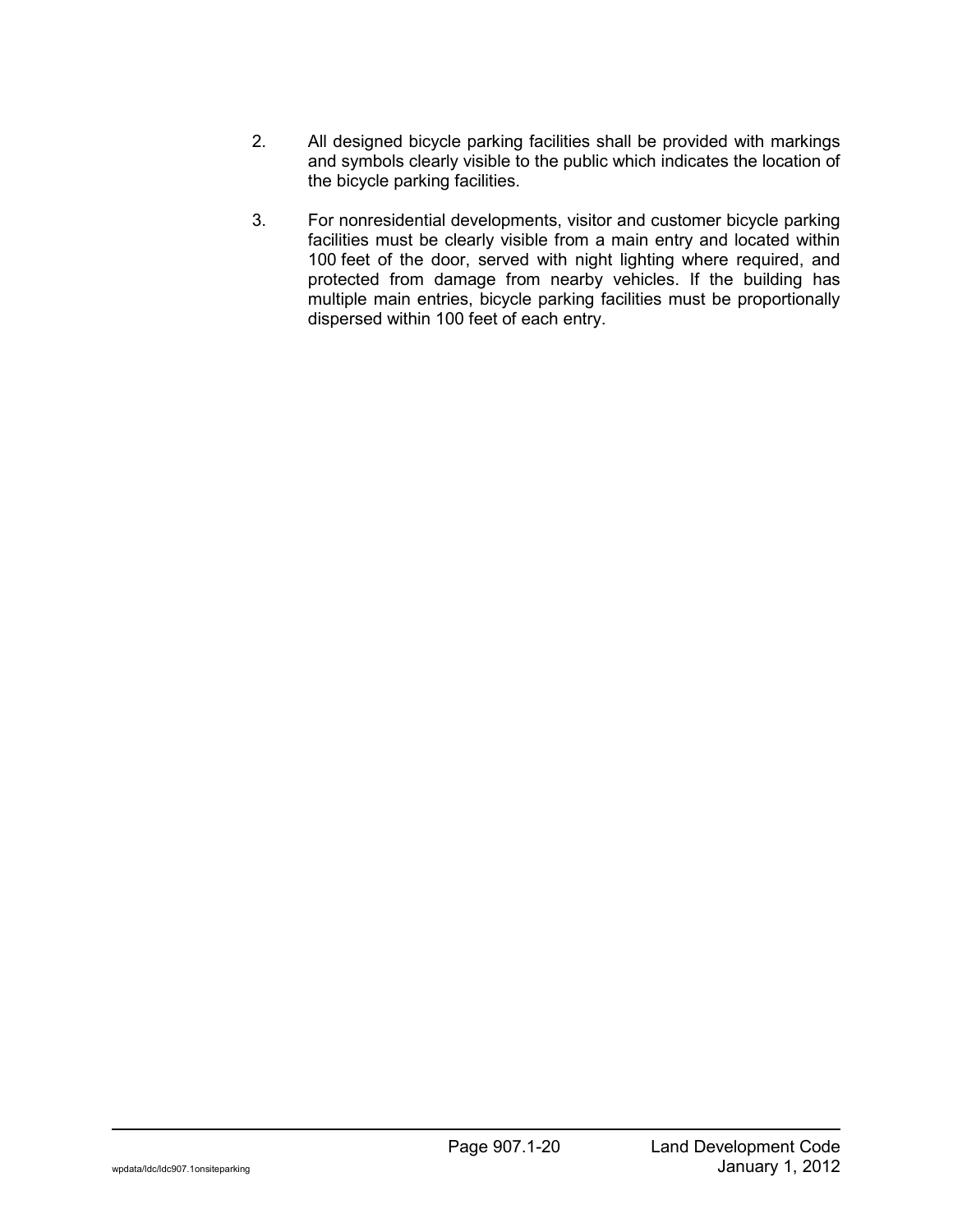2. All designed bicycle parking facilities shall be provided with markings and symbols clearly visible to the public which indicates the location of the bicycle parking facilities.

3. For nonresidential developments, visitor and customer bicycle parking facilities must be clearly visible from a main entry and located within 100 feet of the door, served with night lighting where required, and protected from damage from nearby vehicles. If the building has multiple main entries, bicycle parking facilities must be proportionally dispersed within 100 feet of each entry.